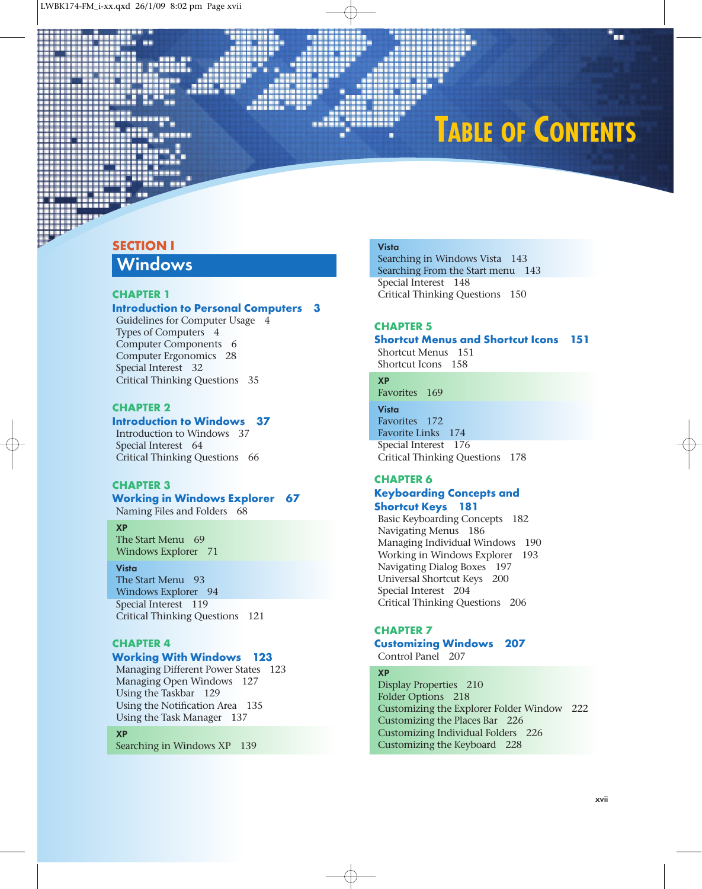# TABLE OF CONTENTS

## SECTION I
## Windows

### CHAPTER 1
**Introduction to Personal Computers 3**

Guidelines for Computer Usage 4
Types of Computers 4
Computer Components 6
Computer Ergonomics 28
Special Interest 32
Critical Thinking Questions 35

### CHAPTER 2
**Introduction to Windows 37**

Introduction to Windows 37
Special Interest 64
Critical Thinking Questions 66

### CHAPTER 3
**Working in Windows Explorer 67**

Naming Files and Folders 68

**XP**
The Start Menu 69
Windows Explorer 71

**Vista**
The Start Menu 93
Windows Explorer 94

Special Interest 119
Critical Thinking Questions 121

### CHAPTER 4
**Working With Windows 123**

Managing Different Power States 123
Managing Open Windows 127
Using the Taskbar 129
Using the Notification Area 135
Using the Task Manager 137

**XP**
Searching in Windows XP 139

**Vista**
Searching in Windows Vista 143
Searching From the Start menu 143

Special Interest 148
Critical Thinking Questions 150

### CHAPTER 5
**Shortcut Menus and Shortcut Icons 151**

Shortcut Menus 151
Shortcut Icons 158

**XP**
Favorites 169

**Vista**
Favorites 172
Favorite Links 174

Special Interest 176
Critical Thinking Questions 178

### CHAPTER 6
**Keyboarding Concepts and Shortcut Keys 181**

Basic Keyboarding Concepts 182
Navigating Menus 186
Managing Individual Windows 190
Working in Windows Explorer 193
Navigating Dialog Boxes 197
Universal Shortcut Keys 200
Special Interest 204
Critical Thinking Questions 206

### CHAPTER 7
**Customizing Windows 207**

Control Panel 207

**XP**
Display Properties 210
Folder Options 218
Customizing the Explorer Folder Window 222
Customizing the Places Bar 226
Customizing Individual Folders 226
Customizing the Keyboard 228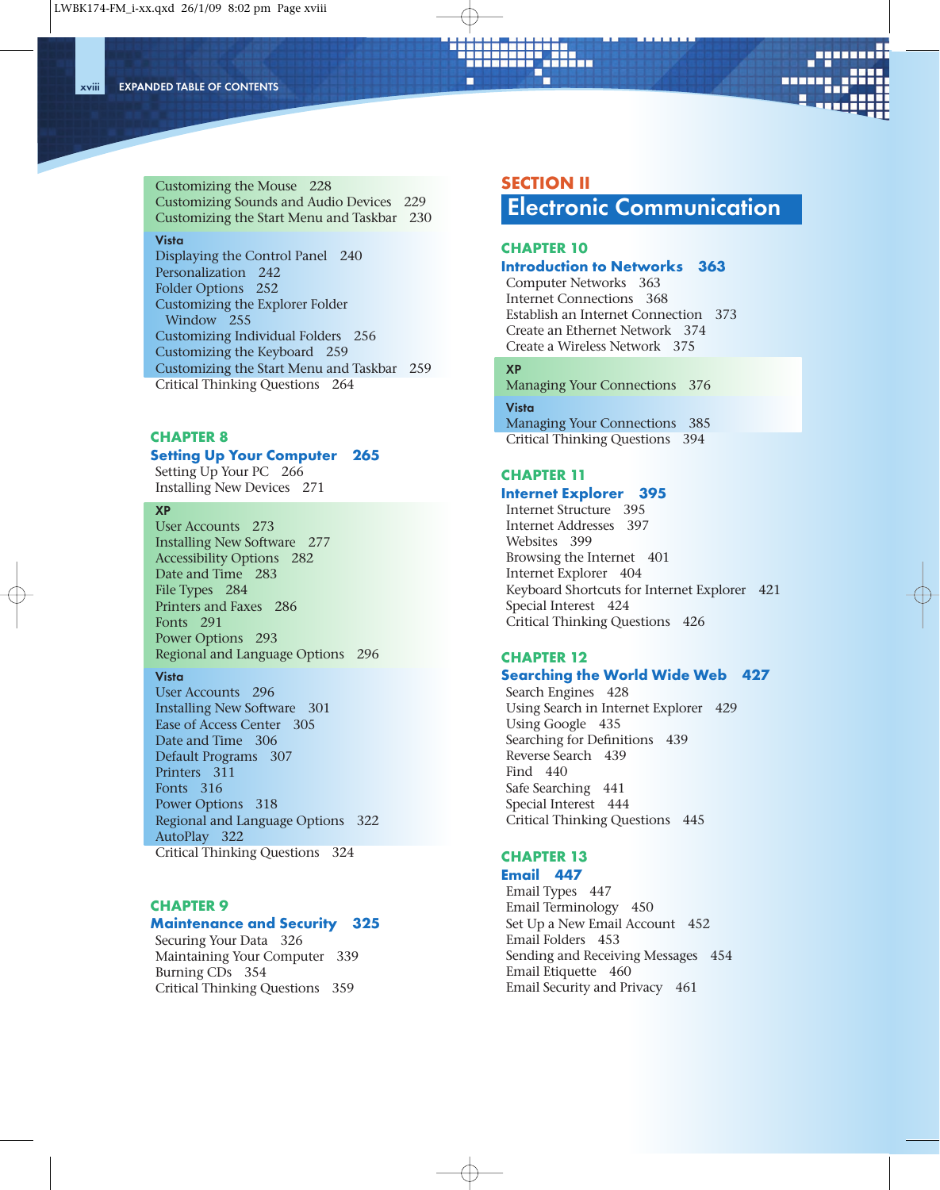Customizing the Mouse 228
Customizing Sounds and Audio Devices 229
Customizing the Start Menu and Taskbar 230

**Vista**

Displaying the Control Panel 240
Personalization 242
Folder Options 252
Customizing the Explorer Folder Window 255
Customizing Individual Folders 256
Customizing the Keyboard 259
Customizing the Start Menu and Taskbar 259
Critical Thinking Questions 264

## CHAPTER 8

### Setting Up Your Computer 265

Setting Up Your PC 266
Installing New Devices 271

**XP**

User Accounts 273
Installing New Software 277
Accessibility Options 282
Date and Time 283
File Types 284
Printers and Faxes 286
Fonts 291
Power Options 293
Regional and Language Options 296

**Vista**

User Accounts 296
Installing New Software 301
Ease of Access Center 305
Date and Time 306
Default Programs 307
Printers 311
Fonts 316
Power Options 318
Regional and Language Options 322
AutoPlay 322
Critical Thinking Questions 324

## CHAPTER 9

### Maintenance and Security 325

Securing Your Data 326
Maintaining Your Computer 339
Burning CDs 354
Critical Thinking Questions 359

# SECTION II

# Electronic Communication

## CHAPTER 10

### Introduction to Networks 363

Computer Networks 363
Internet Connections 368
Establish an Internet Connection 373
Create an Ethernet Network 374
Create a Wireless Network 375

**XP**

Managing Your Connections 376

**Vista**

Managing Your Connections 385
Critical Thinking Questions 394

## CHAPTER 11

### Internet Explorer 395

Internet Structure 395
Internet Addresses 397
Websites 399
Browsing the Internet 401
Internet Explorer 404
Keyboard Shortcuts for Internet Explorer 421
Special Interest 424
Critical Thinking Questions 426

## CHAPTER 12

### Searching the World Wide Web 427

Search Engines 428
Using Search in Internet Explorer 429
Using Google 435
Searching for Definitions 439
Reverse Search 439
Find 440
Safe Searching 441
Special Interest 444
Critical Thinking Questions 445

## CHAPTER 13

### Email 447

Email Types 447
Email Terminology 450
Set Up a New Email Account 452
Email Folders 453
Sending and Receiving Messages 454
Email Etiquette 460
Email Security and Privacy 461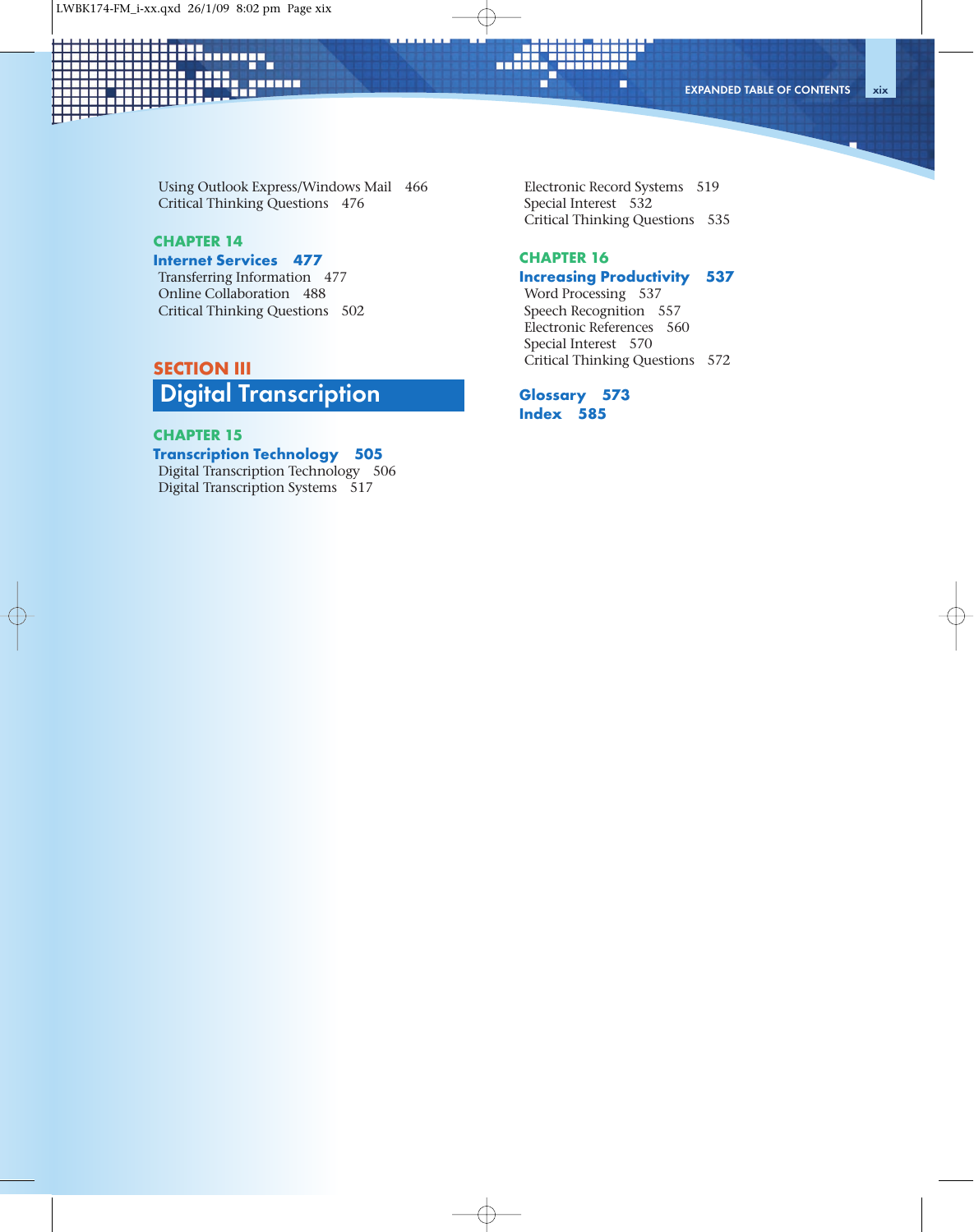Using Outlook Express/Windows Mail 466
Critical Thinking Questions 476

### CHAPTER 14

### Internet Services 477

Transferring Information 477
Online Collaboration 488
Critical Thinking Questions 502

## SECTION III

## Digital Transcription

### CHAPTER 15

### Transcription Technology 505

Digital Transcription Technology 506
Digital Transcription Systems 517
Electronic Record Systems 519
Special Interest 532
Critical Thinking Questions 535

### CHAPTER 16

### Increasing Productivity 537

Word Processing 537
Speech Recognition 557
Electronic References 560
Special Interest 570
Critical Thinking Questions 572

### Glossary 573

### Index 585